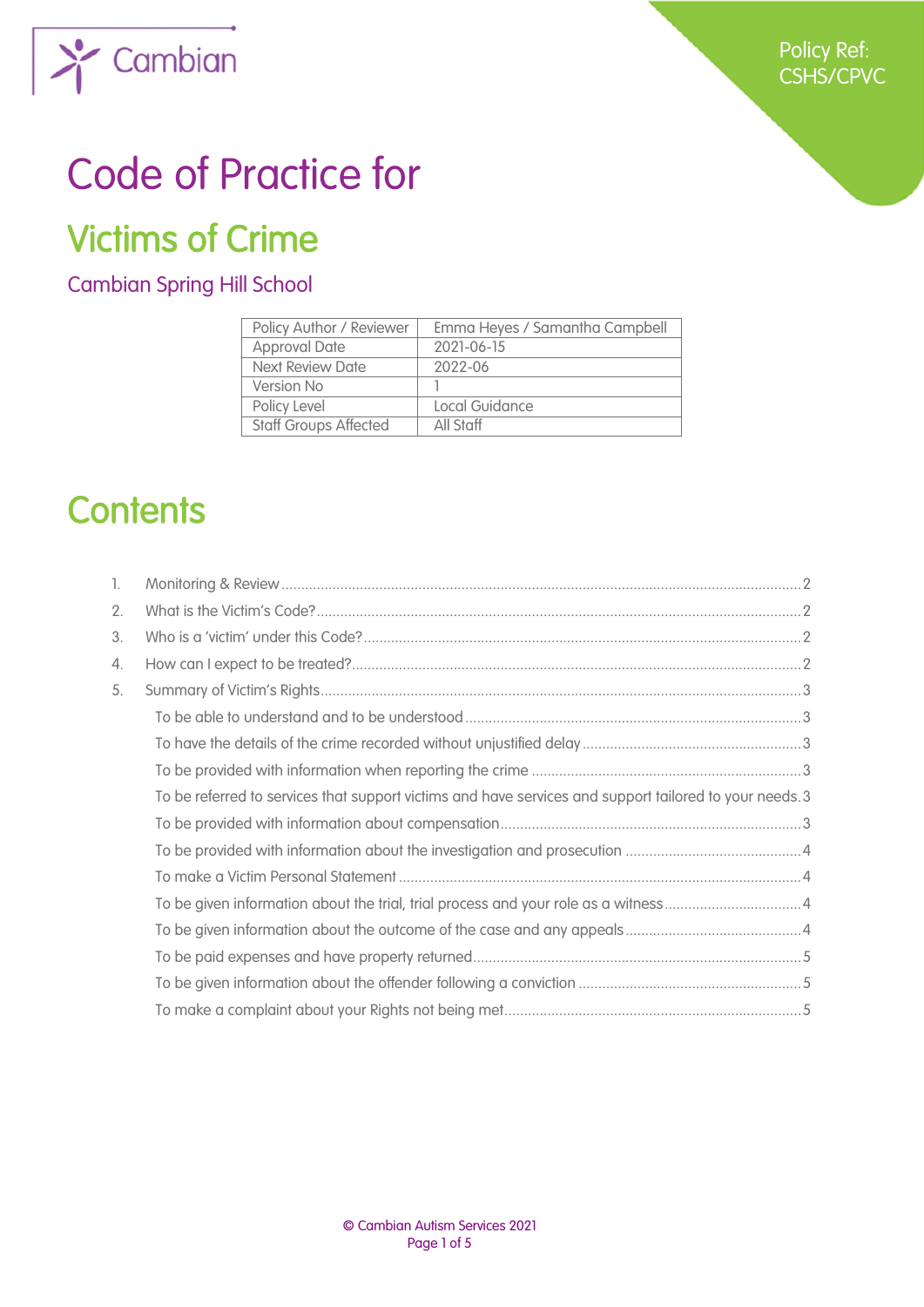Policy Ref: CSHS/CPVC

# Code of Practice for

# Victims of Crime

## Cambian Spring Hill School

| Policy Author / Reviewer | Emma Heyes / Samantha Campbell |
| --- | --- |
| Approval Date | 2021-06-15 |
| Next Review Date | 2022-06 |
| Version No | 1 |
| Policy Level | Local Guidance |
| Staff Groups Affected | All Staff |

# Contents

1. Monitoring & Review ..... 2
2. What is the Victim's Code? ..... 2
3. Who is a 'victim' under this Code? ..... 2
4. How can I expect to be treated? ..... 2
5. Summary of Victim's Rights ..... 3
   - To be able to understand and to be understood ..... 3
   - To have the details of the crime recorded without unjustified delay ..... 3
   - To be provided with information when reporting the crime ..... 3
   - To be referred to services that support victims and have services and support tailored to your needs. 3
   - To be provided with information about compensation ..... 3
   - To be provided with information about the investigation and prosecution ..... 4
   - To make a Victim Personal Statement ..... 4
   - To be given information about the trial, trial process and your role as a witness ..... 4
   - To be given information about the outcome of the case and any appeals ..... 4
   - To be paid expenses and have property returned ..... 5
   - To be given information about the offender following a conviction ..... 5
   - To make a complaint about your Rights not being met ..... 5

© Cambian Autism Services 2021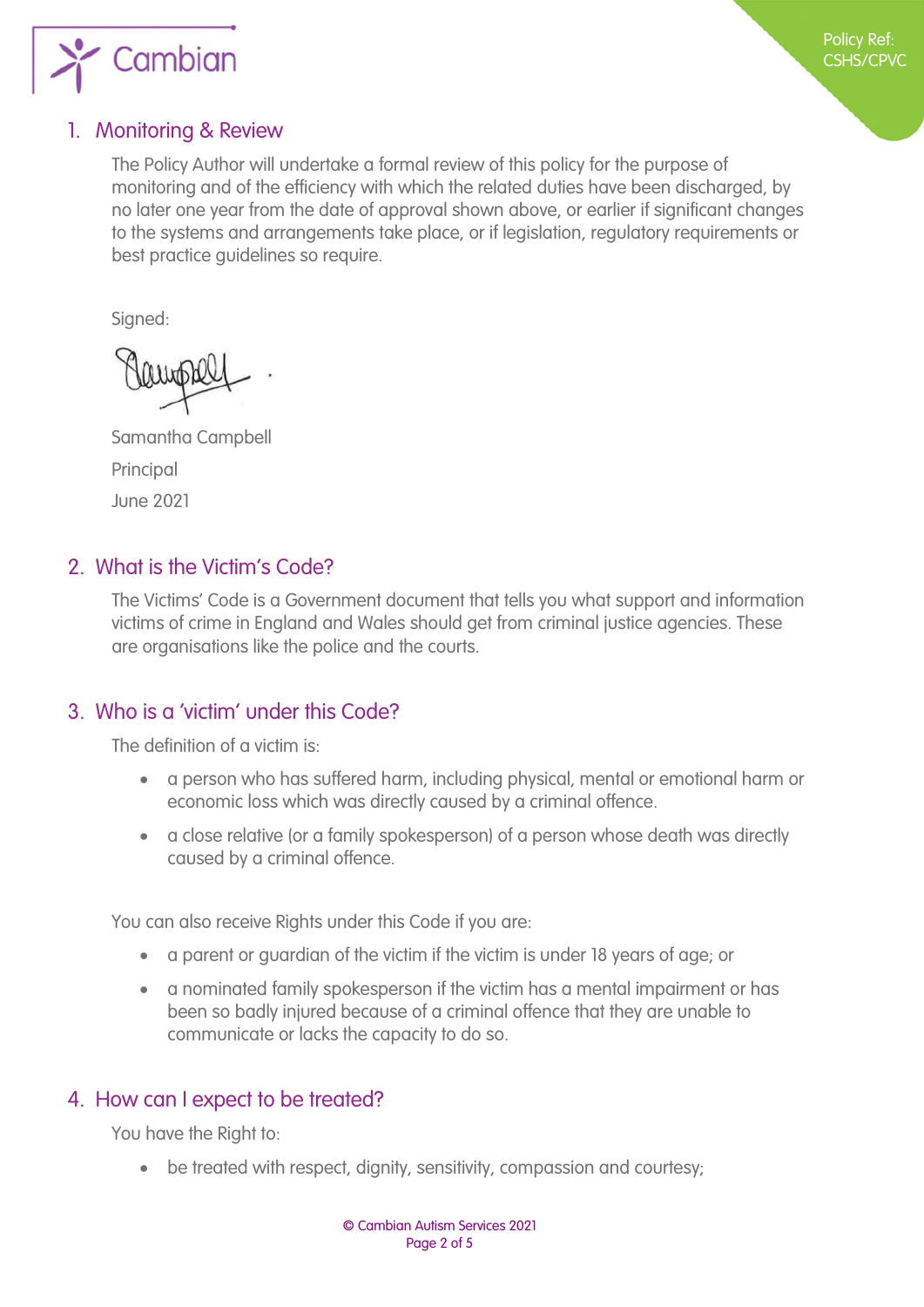## 1. Monitoring & Review

The Policy Author will undertake a formal review of this policy for the purpose of monitoring and of the efficiency with which the related duties have been discharged, by no later one year from the date of approval shown above, or earlier if significant changes to the systems and arrangements take place, or if legislation, regulatory requirements or best practice guidelines so require.

Signed:

Samantha Campbell

Principal

June 2021

## 2. What is the Victim's Code?

The Victims' Code is a Government document that tells you what support and information victims of crime in England and Wales should get from criminal justice agencies. These are organisations like the police and the courts.

## 3. Who is a 'victim' under this Code?

The definition of a victim is:

- a person who has suffered harm, including physical, mental or emotional harm or economic loss which was directly caused by a criminal offence.
- a close relative (or a family spokesperson) of a person whose death was directly caused by a criminal offence.

You can also receive Rights under this Code if you are:

- a parent or guardian of the victim if the victim is under 18 years of age; or
- a nominated family spokesperson if the victim has a mental impairment or has been so badly injured because of a criminal offence that they are unable to communicate or lacks the capacity to do so.

## 4. How can I expect to be treated?

You have the Right to:

- be treated with respect, dignity, sensitivity, compassion and courtesy;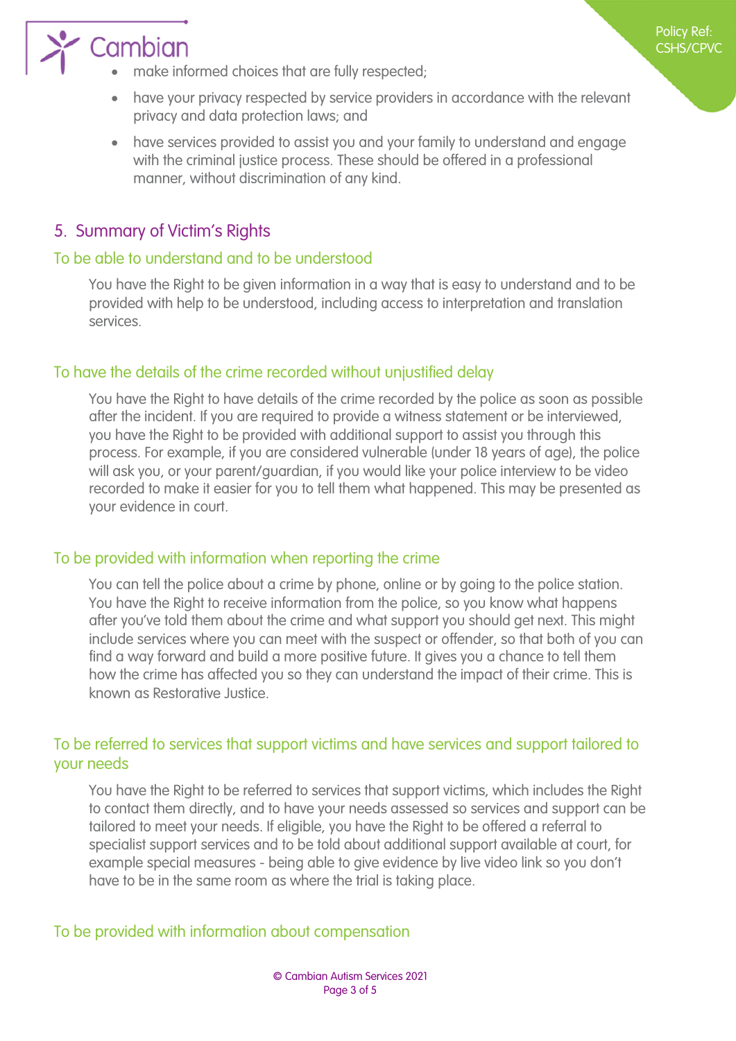- make informed choices that are fully respected;
- have your privacy respected by service providers in accordance with the relevant privacy and data protection laws; and
- have services provided to assist you and your family to understand and engage with the criminal justice process. These should be offered in a professional manner, without discrimination of any kind.

## 5. Summary of Victim's Rights

### To be able to understand and to be understood

You have the Right to be given information in a way that is easy to understand and to be provided with help to be understood, including access to interpretation and translation services.

### To have the details of the crime recorded without unjustified delay

You have the Right to have details of the crime recorded by the police as soon as possible after the incident. If you are required to provide a witness statement or be interviewed, you have the Right to be provided with additional support to assist you through this process. For example, if you are considered vulnerable (under 18 years of age), the police will ask you, or your parent/guardian, if you would like your police interview to be video recorded to make it easier for you to tell them what happened. This may be presented as your evidence in court.

### To be provided with information when reporting the crime

You can tell the police about a crime by phone, online or by going to the police station. You have the Right to receive information from the police, so you know what happens after you've told them about the crime and what support you should get next. This might include services where you can meet with the suspect or offender, so that both of you can find a way forward and build a more positive future. It gives you a chance to tell them how the crime has affected you so they can understand the impact of their crime. This is known as Restorative Justice.

### To be referred to services that support victims and have services and support tailored to your needs

You have the Right to be referred to services that support victims, which includes the Right to contact them directly, and to have your needs assessed so services and support can be tailored to meet your needs. If eligible, you have the Right to be offered a referral to specialist support services and to be told about additional support available at court, for example special measures - being able to give evidence by live video link so you don't have to be in the same room as where the trial is taking place.

### To be provided with information about compensation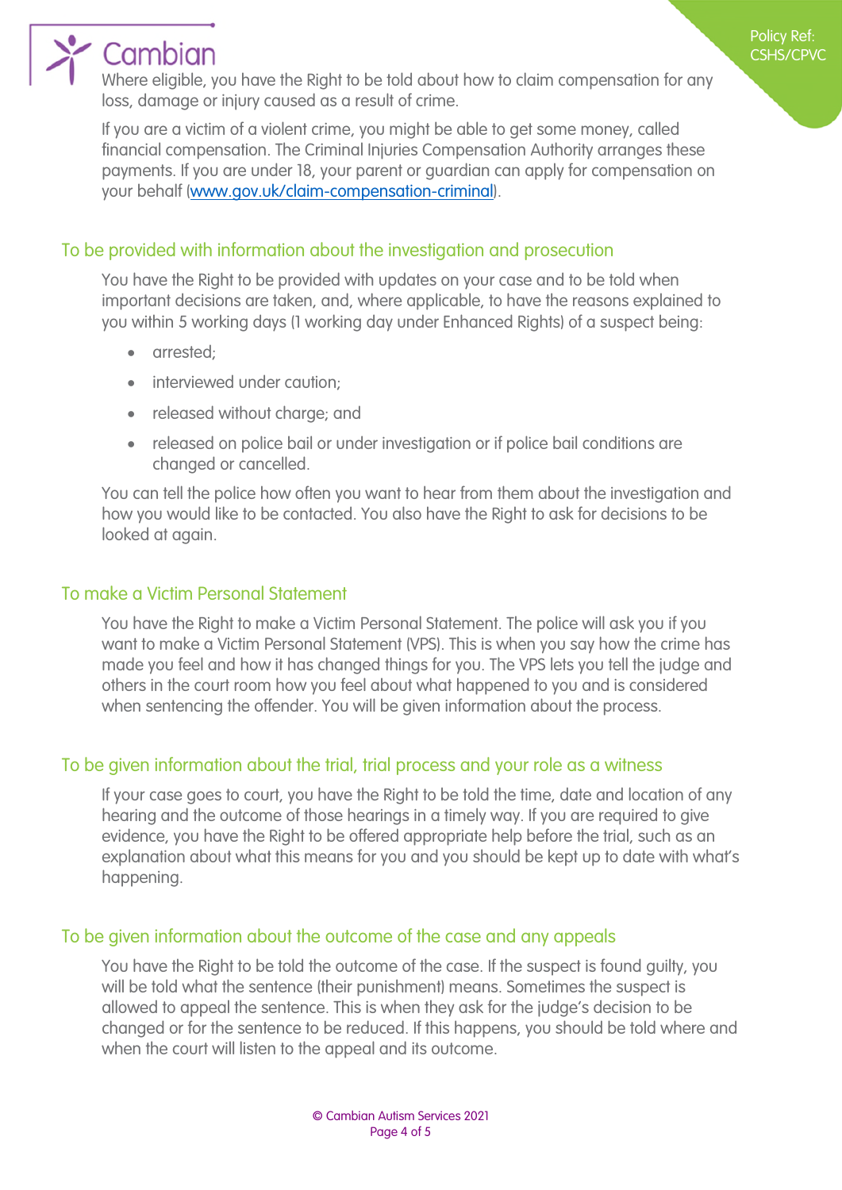Where eligible, you have the Right to be told about how to claim compensation for any loss, damage or injury caused as a result of crime.

If you are a victim of a violent crime, you might be able to get some money, called financial compensation. The Criminal Injuries Compensation Authority arranges these payments. If you are under 18, your parent or guardian can apply for compensation on your behalf ([www.gov.uk/claim-compensation-criminal](http://www.gov.uk/claim-compensation-criminal)).

## To be provided with information about the investigation and prosecution

You have the Right to be provided with updates on your case and to be told when important decisions are taken, and, where applicable, to have the reasons explained to you within 5 working days (1 working day under Enhanced Rights) of a suspect being:

- arrested;
- interviewed under caution;
- released without charge; and
- released on police bail or under investigation or if police bail conditions are changed or cancelled.

You can tell the police how often you want to hear from them about the investigation and how you would like to be contacted. You also have the Right to ask for decisions to be looked at again.

## To make a Victim Personal Statement

You have the Right to make a Victim Personal Statement. The police will ask you if you want to make a Victim Personal Statement (VPS). This is when you say how the crime has made you feel and how it has changed things for you. The VPS lets you tell the judge and others in the court room how you feel about what happened to you and is considered when sentencing the offender. You will be given information about the process.

## To be given information about the trial, trial process and your role as a witness

If your case goes to court, you have the Right to be told the time, date and location of any hearing and the outcome of those hearings in a timely way. If you are required to give evidence, you have the Right to be offered appropriate help before the trial, such as an explanation about what this means for you and you should be kept up to date with what's happening.

## To be given information about the outcome of the case and any appeals

You have the Right to be told the outcome of the case. If the suspect is found guilty, you will be told what the sentence (their punishment) means. Sometimes the suspect is allowed to appeal the sentence. This is when they ask for the judge's decision to be changed or for the sentence to be reduced. If this happens, you should be told where and when the court will listen to the appeal and its outcome.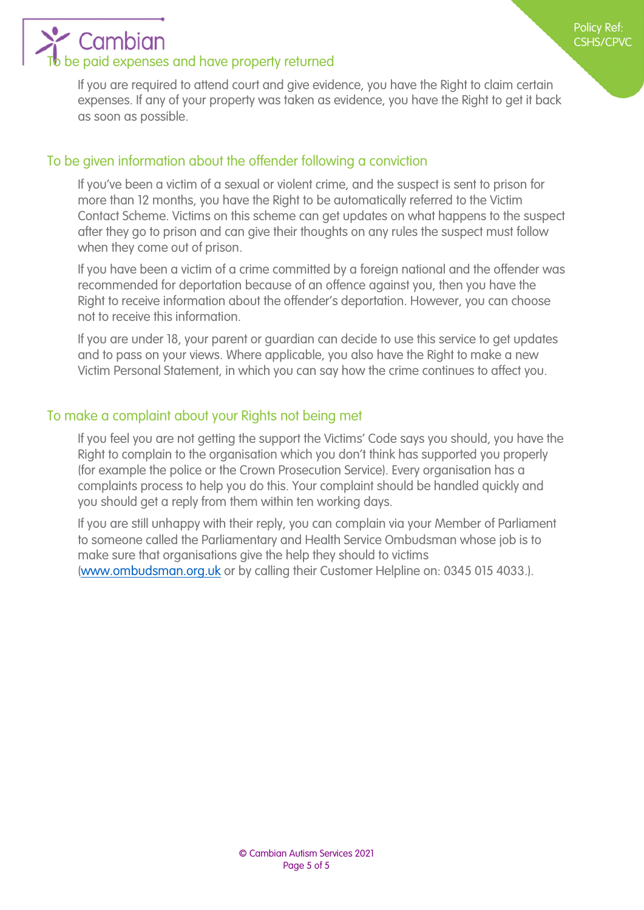### To be paid expenses and have property returned

If you are required to attend court and give evidence, you have the Right to claim certain expenses. If any of your property was taken as evidence, you have the Right to get it back as soon as possible.

### To be given information about the offender following a conviction

If you've been a victim of a sexual or violent crime, and the suspect is sent to prison for more than 12 months, you have the Right to be automatically referred to the Victim Contact Scheme. Victims on this scheme can get updates on what happens to the suspect after they go to prison and can give their thoughts on any rules the suspect must follow when they come out of prison.

If you have been a victim of a crime committed by a foreign national and the offender was recommended for deportation because of an offence against you, then you have the Right to receive information about the offender's deportation. However, you can choose not to receive this information.

If you are under 18, your parent or guardian can decide to use this service to get updates and to pass on your views. Where applicable, you also have the Right to make a new Victim Personal Statement, in which you can say how the crime continues to affect you.

### To make a complaint about your Rights not being met

If you feel you are not getting the support the Victims' Code says you should, you have the Right to complain to the organisation which you don't think has supported you properly (for example the police or the Crown Prosecution Service). Every organisation has a complaints process to help you do this. Your complaint should be handled quickly and you should get a reply from them within ten working days.

If you are still unhappy with their reply, you can complain via your Member of Parliament to someone called the Parliamentary and Health Service Ombudsman whose job is to make sure that organisations give the help they should to victims (www.ombudsman.org.uk or by calling their Customer Helpline on: 0345 015 4033.).